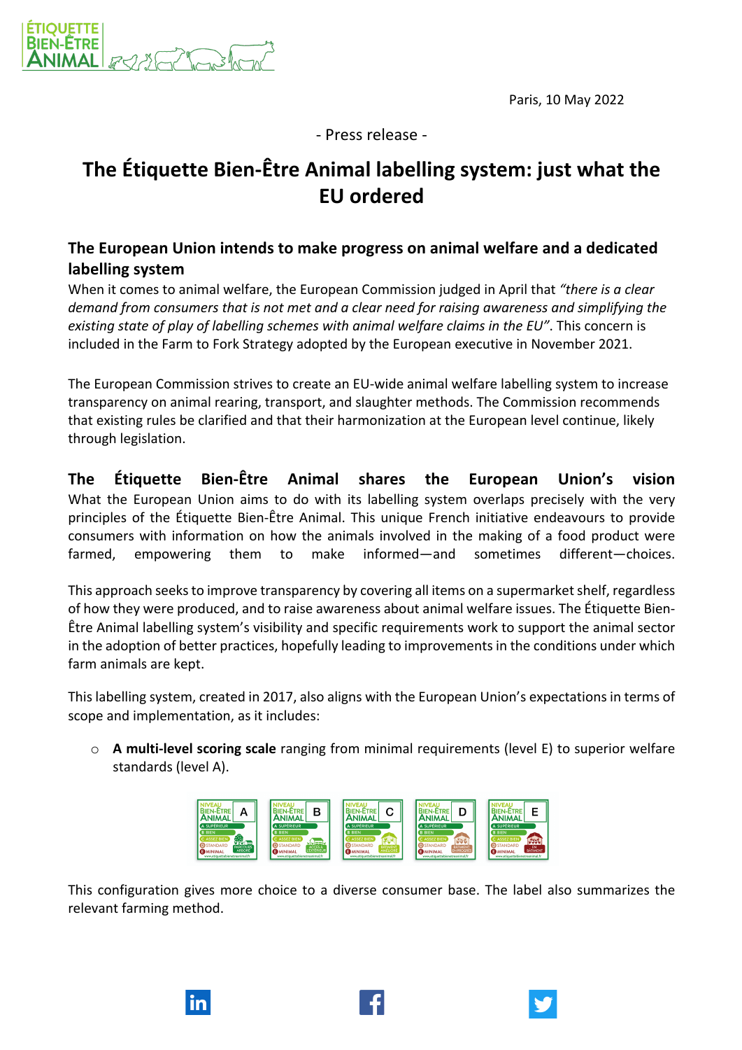Paris, 10 May 2022

- Press release -

# The Étiquette Bien-Être Animal labelling system: just what the EU ordered

## The European Union intends to make progress on animal welfare and a dedicated labelling system

When it comes to animal welfare, the European Commission judged in April that *"there is a clear demand from consumers that is not met and a clear need for raising awareness and simplifying the existing state of play of labelling schemes with animal welfare claims in the EU"*. This concern is included in the Farm to Fork Strategy adopted by the European executive in November 2021.

The European Commission strives to create an EU-wide animal welfare labelling system to increase transparency on animal rearing, transport, and slaughter methods. The Commission recommends that existing rules be clarified and that their harmonization at the European level continue, likely through legislation.

## The Étiquette Bien-Être Animal shares the European Union's vision

What the European Union aims to do with its labelling system overlaps precisely with the very principles of the Étiquette Bien-Être Animal. This unique French initiative endeavours to provide consumers with information on how the animals involved in the making of a food product were farmed, empowering them to make informed—and sometimes different—choices.

This approach seeks to improve transparency by covering all items on a supermarket shelf, regardless of how they were produced, and to raise awareness about animal welfare issues. The Étiquette Bien-Être Animal labelling system's visibility and specific requirements work to support the animal sector in the adoption of better practices, hopefully leading to improvements in the conditions under which farm animals are kept.

This labelling system, created in 2017, also aligns with the European Union's expectations in terms of scope and implementation, as it includes:

- **A multi-level scoring scale** ranging from minimal requirements (level E) to superior welfare standards (level A).

This configuration gives more choice to a diverse consumer base. The label also summarizes the relevant farming method.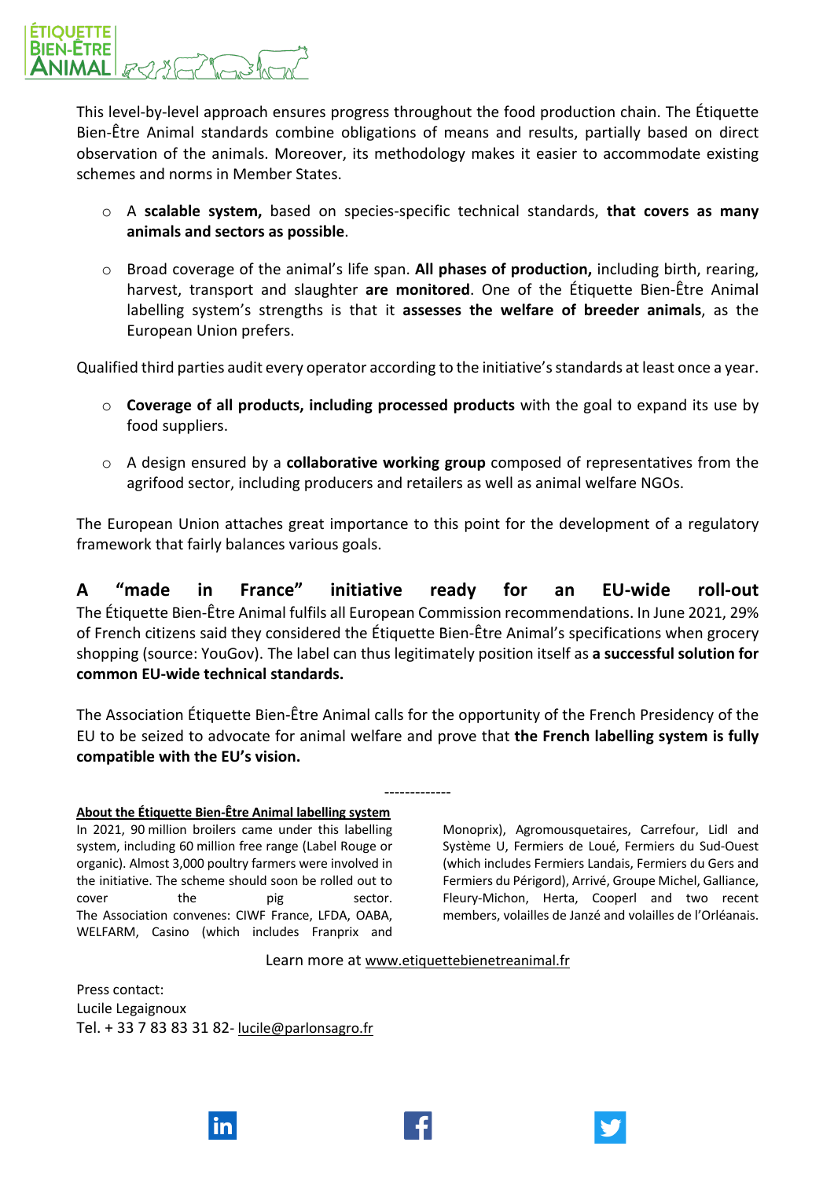This level-by-level approach ensures progress throughout the food production chain. The Étiquette Bien-Être Animal standards combine obligations of means and results, partially based on direct observation of the animals. Moreover, its methodology makes it easier to accommodate existing schemes and norms in Member States.

- A **scalable system,** based on species-specific technical standards, **that covers as many animals and sectors as possible**.

- Broad coverage of the animal's life span. **All phases of production,** including birth, rearing, harvest, transport and slaughter **are monitored**. One of the Étiquette Bien-Être Animal labelling system's strengths is that it **assesses the welfare of breeder animals**, as the European Union prefers.

Qualified third parties audit every operator according to the initiative's standards at least once a year.

- **Coverage of all products, including processed products** with the goal to expand its use by food suppliers.

- A design ensured by a **collaborative working group** composed of representatives from the agrifood sector, including producers and retailers as well as animal welfare NGOs.

The European Union attaches great importance to this point for the development of a regulatory framework that fairly balances various goals.

## A "made in France" initiative ready for an EU-wide roll-out

The Étiquette Bien-Être Animal fulfils all European Commission recommendations. In June 2021, 29% of French citizens said they considered the Étiquette Bien-Être Animal's specifications when grocery shopping (source: YouGov). The label can thus legitimately position itself as **a successful solution for common EU-wide technical standards.**

The Association Étiquette Bien-Être Animal calls for the opportunity of the French Presidency of the EU to be seized to advocate for animal welfare and prove that **the French labelling system is fully compatible with the EU's vision.**

-------------

**About the Étiquette Bien-Être Animal labelling system**

In 2021, 90 million broilers came under this labelling system, including 60 million free range (Label Rouge or organic). Almost 3,000 poultry farmers were involved in the initiative. The scheme should soon be rolled out to cover the pig sector.
The Association convenes: CIWF France, LFDA, OABA, WELFARM, Casino (which includes Franprix and Monoprix), Agromousquetaires, Carrefour, Lidl and Système U, Fermiers de Loué, Fermiers du Sud-Ouest (which includes Fermiers Landais, Fermiers du Gers and Fermiers du Périgord), Arrivé, Groupe Michel, Galliance, Fleury-Michon, Herta, Cooperl and two recent members, volailles de Janzé and volailles de l'Orléanais.

Learn more at www.etiquettebienetreanimal.fr

Press contact:
Lucile Legaignoux
Tel. + 33 7 83 83 31 82- lucile@parlonsagro.fr